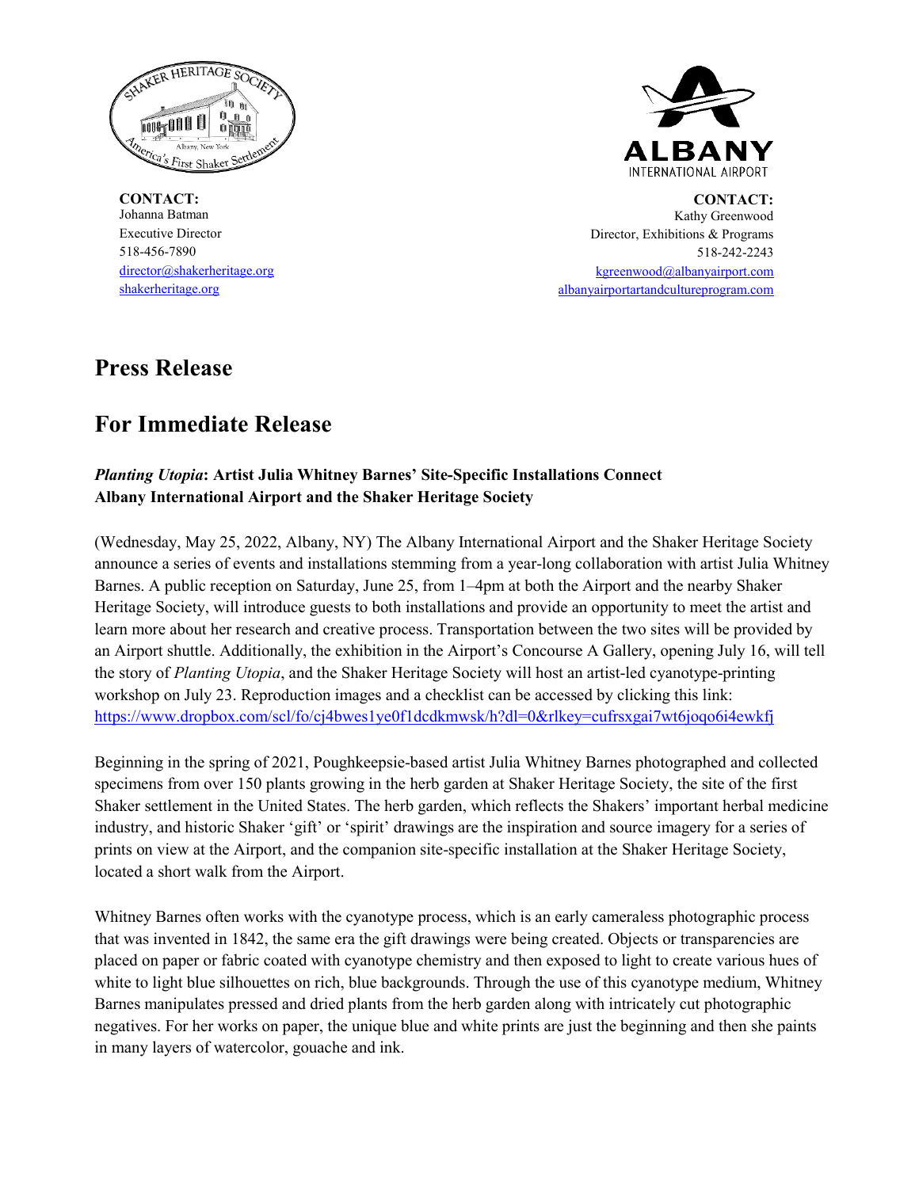**CONTACT:**
Johanna Batman
Executive Director
518-456-7890
director@shakerheritage.org
shakerheritage.org

**CONTACT:**
Kathy Greenwood
Director, Exhibitions & Programs
518-242-2243
kgreenwood@albanyairport.com
albanyairportartandcultureprogram.com

# Press Release

# For Immediate Release

### *Planting Utopia*: Artist Julia Whitney Barnes' Site-Specific Installations Connect Albany International Airport and the Shaker Heritage Society

(Wednesday, May 25, 2022, Albany, NY) The Albany International Airport and the Shaker Heritage Society announce a series of events and installations stemming from a year-long collaboration with artist Julia Whitney Barnes. A public reception on Saturday, June 25, from 1–4pm at both the Airport and the nearby Shaker Heritage Society, will introduce guests to both installations and provide an opportunity to meet the artist and learn more about her research and creative process. Transportation between the two sites will be provided by an Airport shuttle. Additionally, the exhibition in the Airport's Concourse A Gallery, opening July 16, will tell the story of *Planting Utopia*, and the Shaker Heritage Society will host an artist-led cyanotype-printing workshop on July 23. Reproduction images and a checklist can be accessed by clicking this link: https://www.dropbox.com/scl/fo/cj4bwes1ye0f1dcdkmwsk/h?dl=0&rlkey=cufrsxgai7wt6joqo6i4ewkfj

Beginning in the spring of 2021, Poughkeepsie-based artist Julia Whitney Barnes photographed and collected specimens from over 150 plants growing in the herb garden at Shaker Heritage Society, the site of the first Shaker settlement in the United States. The herb garden, which reflects the Shakers' important herbal medicine industry, and historic Shaker 'gift' or 'spirit' drawings are the inspiration and source imagery for a series of prints on view at the Airport, and the companion site-specific installation at the Shaker Heritage Society, located a short walk from the Airport.

Whitney Barnes often works with the cyanotype process, which is an early cameraless photographic process that was invented in 1842, the same era the gift drawings were being created. Objects or transparencies are placed on paper or fabric coated with cyanotype chemistry and then exposed to light to create various hues of white to light blue silhouettes on rich, blue backgrounds. Through the use of this cyanotype medium, Whitney Barnes manipulates pressed and dried plants from the herb garden along with intricately cut photographic negatives. For her works on paper, the unique blue and white prints are just the beginning and then she paints in many layers of watercolor, gouache and ink.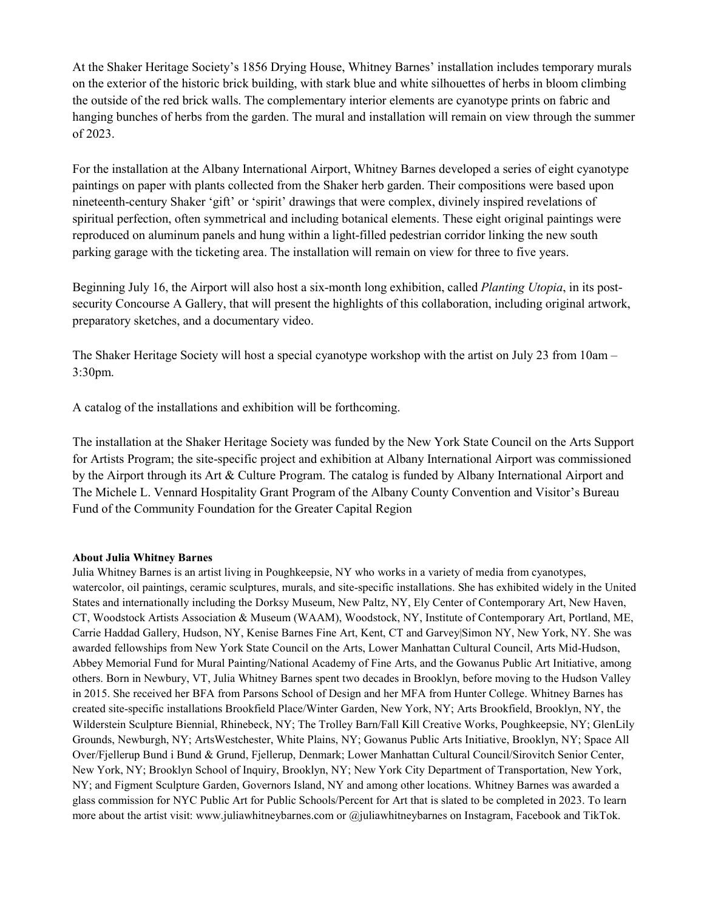At the Shaker Heritage Society's 1856 Drying House, Whitney Barnes' installation includes temporary murals on the exterior of the historic brick building, with stark blue and white silhouettes of herbs in bloom climbing the outside of the red brick walls. The complementary interior elements are cyanotype prints on fabric and hanging bunches of herbs from the garden. The mural and installation will remain on view through the summer of 2023.

For the installation at the Albany International Airport, Whitney Barnes developed a series of eight cyanotype paintings on paper with plants collected from the Shaker herb garden. Their compositions were based upon nineteenth-century Shaker 'gift' or 'spirit' drawings that were complex, divinely inspired revelations of spiritual perfection, often symmetrical and including botanical elements. These eight original paintings were reproduced on aluminum panels and hung within a light-filled pedestrian corridor linking the new south parking garage with the ticketing area. The installation will remain on view for three to five years.

Beginning July 16, the Airport will also host a six-month long exhibition, called *Planting Utopia*, in its post-security Concourse A Gallery, that will present the highlights of this collaboration, including original artwork, preparatory sketches, and a documentary video.

The Shaker Heritage Society will host a special cyanotype workshop with the artist on July 23 from 10am – 3:30pm.

A catalog of the installations and exhibition will be forthcoming.

The installation at the Shaker Heritage Society was funded by the New York State Council on the Arts Support for Artists Program; the site-specific project and exhibition at Albany International Airport was commissioned by the Airport through its Art & Culture Program. The catalog is funded by Albany International Airport and The Michele L. Vennard Hospitality Grant Program of the Albany County Convention and Visitor's Bureau Fund of the Community Foundation for the Greater Capital Region

**About Julia Whitney Barnes**

Julia Whitney Barnes is an artist living in Poughkeepsie, NY who works in a variety of media from cyanotypes, watercolor, oil paintings, ceramic sculptures, murals, and site-specific installations. She has exhibited widely in the United States and internationally including the Dorksy Museum, New Paltz, NY, Ely Center of Contemporary Art, New Haven, CT, Woodstock Artists Association & Museum (WAAM), Woodstock, NY, Institute of Contemporary Art, Portland, ME, Carrie Haddad Gallery, Hudson, NY, Kenise Barnes Fine Art, Kent, CT and Garvey|Simon NY, New York, NY. She was awarded fellowships from New York State Council on the Arts, Lower Manhattan Cultural Council, Arts Mid-Hudson, Abbey Memorial Fund for Mural Painting/National Academy of Fine Arts, and the Gowanus Public Art Initiative, among others. Born in Newbury, VT, Julia Whitney Barnes spent two decades in Brooklyn, before moving to the Hudson Valley in 2015. She received her BFA from Parsons School of Design and her MFA from Hunter College. Whitney Barnes has created site-specific installations Brookfield Place/Winter Garden, New York, NY; Arts Brookfield, Brooklyn, NY, the Wilderstein Sculpture Biennial, Rhinebeck, NY; The Trolley Barn/Fall Kill Creative Works, Poughkeepsie, NY; GlenLily Grounds, Newburgh, NY; ArtsWestchester, White Plains, NY; Gowanus Public Arts Initiative, Brooklyn, NY; Space All Over/Fjellerup Bund i Bund & Grund, Fjellerup, Denmark; Lower Manhattan Cultural Council/Sirovitch Senior Center, New York, NY; Brooklyn School of Inquiry, Brooklyn, NY; New York City Department of Transportation, New York, NY; and Figment Sculpture Garden, Governors Island, NY and among other locations. Whitney Barnes was awarded a glass commission for NYC Public Art for Public Schools/Percent for Art that is slated to be completed in 2023. To learn more about the artist visit: www.juliawhitneybarnes.com or @juliawhitneybarnes on Instagram, Facebook and TikTok.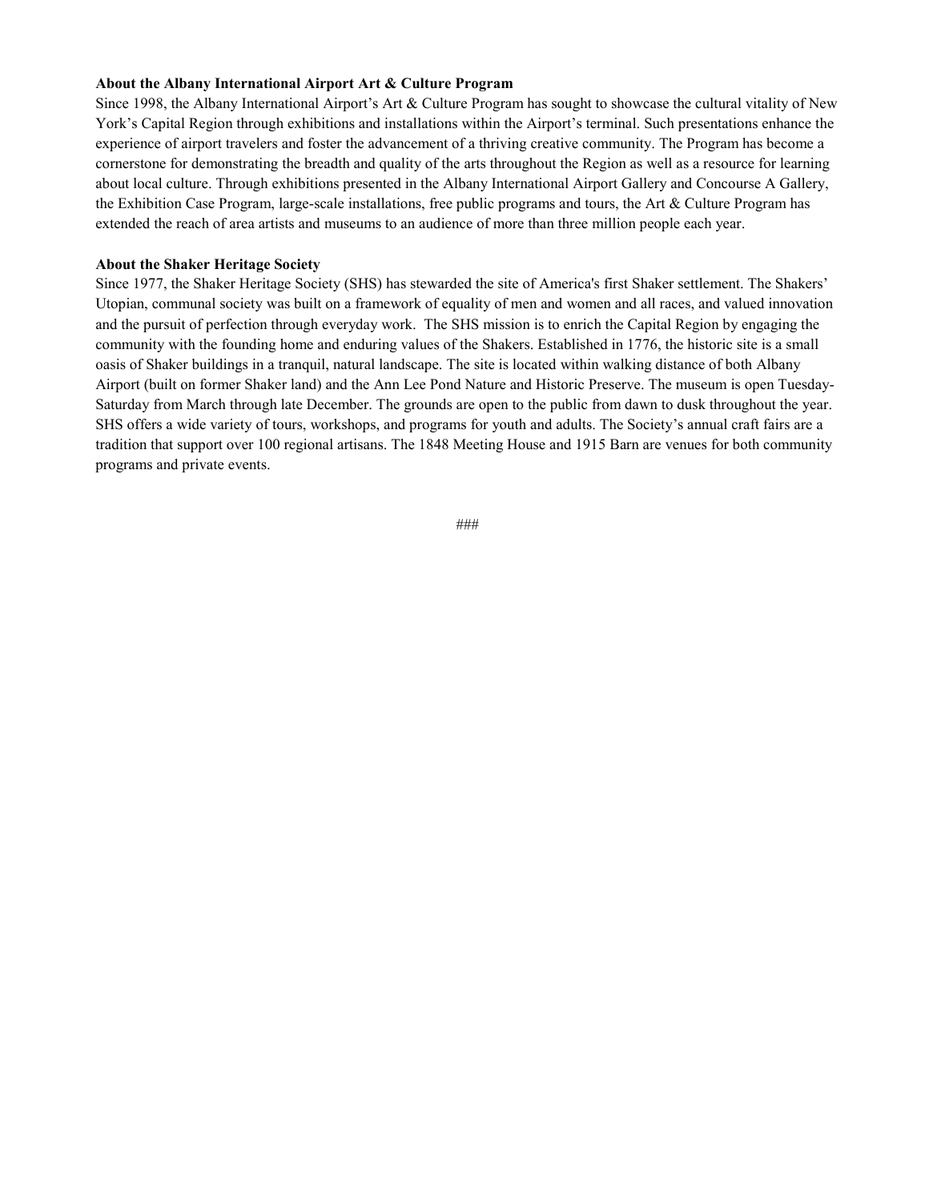**About the Albany International Airport Art & Culture Program**

Since 1998, the Albany International Airport's Art & Culture Program has sought to showcase the cultural vitality of New York's Capital Region through exhibitions and installations within the Airport's terminal. Such presentations enhance the experience of airport travelers and foster the advancement of a thriving creative community. The Program has become a cornerstone for demonstrating the breadth and quality of the arts throughout the Region as well as a resource for learning about local culture. Through exhibitions presented in the Albany International Airport Gallery and Concourse A Gallery, the Exhibition Case Program, large-scale installations, free public programs and tours, the Art & Culture Program has extended the reach of area artists and museums to an audience of more than three million people each year.

**About the Shaker Heritage Society**

Since 1977, the Shaker Heritage Society (SHS) has stewarded the site of America's first Shaker settlement. The Shakers' Utopian, communal society was built on a framework of equality of men and women and all races, and valued innovation and the pursuit of perfection through everyday work. The SHS mission is to enrich the Capital Region by engaging the community with the founding home and enduring values of the Shakers. Established in 1776, the historic site is a small oasis of Shaker buildings in a tranquil, natural landscape. The site is located within walking distance of both Albany Airport (built on former Shaker land) and the Ann Lee Pond Nature and Historic Preserve. The museum is open Tuesday-Saturday from March through late December. The grounds are open to the public from dawn to dusk throughout the year. SHS offers a wide variety of tours, workshops, and programs for youth and adults. The Society's annual craft fairs are a tradition that support over 100 regional artisans. The 1848 Meeting House and 1915 Barn are venues for both community programs and private events.

###